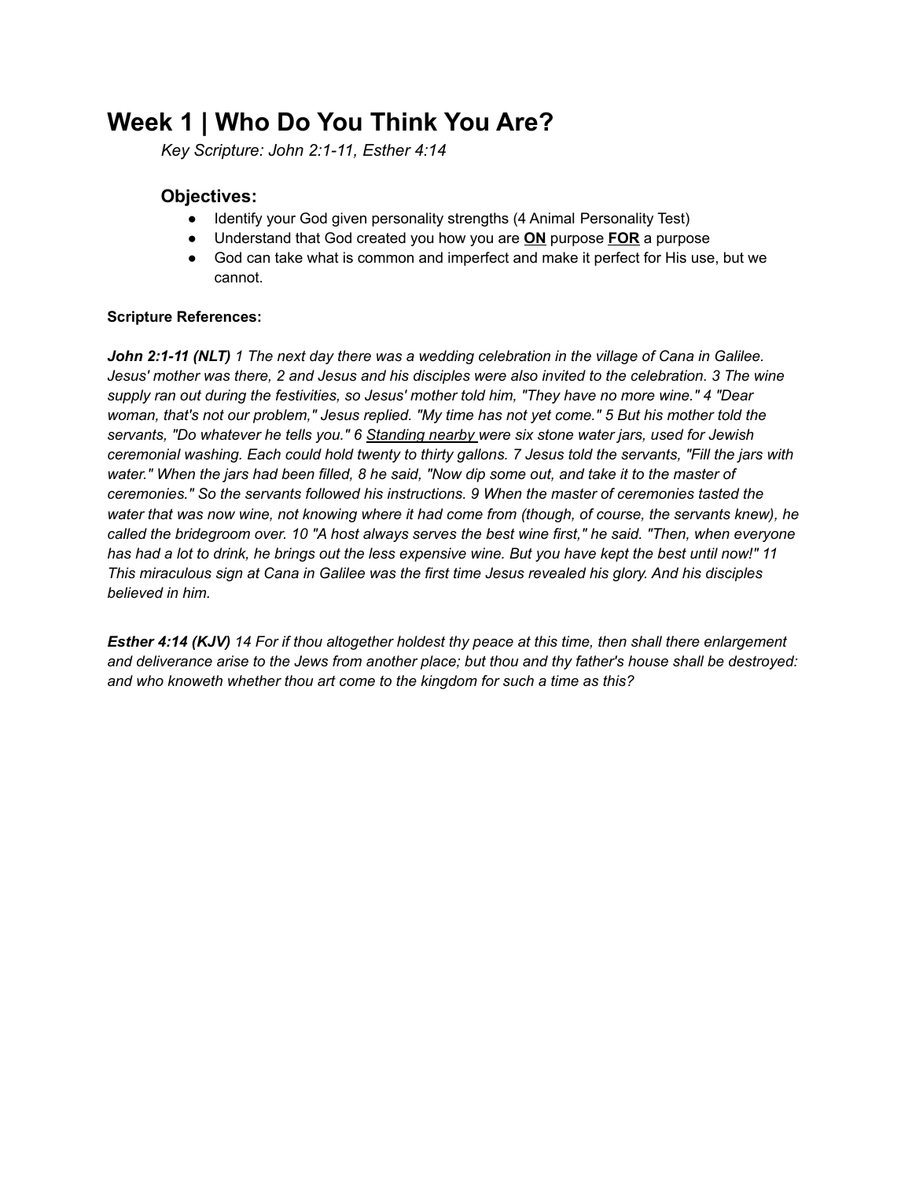# Week 1 | Who Do You Think You Are?

*Key Scripture: John 2:1-11, Esther 4:14*

## Objectives:

- Identify your God given personality strengths (4 Animal Personality Test)
- Understand that God created you how you are **<u>ON</u>** purpose **<u>FOR</u>** a purpose
- God can take what is common and imperfect and make it perfect for His use, but we cannot.

**Scripture References:**

***John 2:1-11 (NLT)*** *1 The next day there was a wedding celebration in the village of Cana in Galilee. Jesus' mother was there, 2 and Jesus and his disciples were also invited to the celebration. 3 The wine supply ran out during the festivities, so Jesus' mother told him, "They have no more wine." 4 "Dear woman, that's not our problem," Jesus replied. "My time has not yet come." 5 But his mother told the servants, "Do whatever he tells you." 6 <u>Standing nearby</u> were six stone water jars, used for Jewish ceremonial washing. Each could hold twenty to thirty gallons. 7 Jesus told the servants, "Fill the jars with water." When the jars had been filled, 8 he said, "Now dip some out, and take it to the master of ceremonies." So the servants followed his instructions. 9 When the master of ceremonies tasted the water that was now wine, not knowing where it had come from (though, of course, the servants knew), he called the bridegroom over. 10 "A host always serves the best wine first," he said. "Then, when everyone has had a lot to drink, he brings out the less expensive wine. But you have kept the best until now!" 11 This miraculous sign at Cana in Galilee was the first time Jesus revealed his glory. And his disciples believed in him.*

***Esther 4:14 (KJV)*** *14 For if thou altogether holdest thy peace at this time, then shall there enlargement and deliverance arise to the Jews from another place; but thou and thy father's house shall be destroyed: and who knoweth whether thou art come to the kingdom for such a time as this?*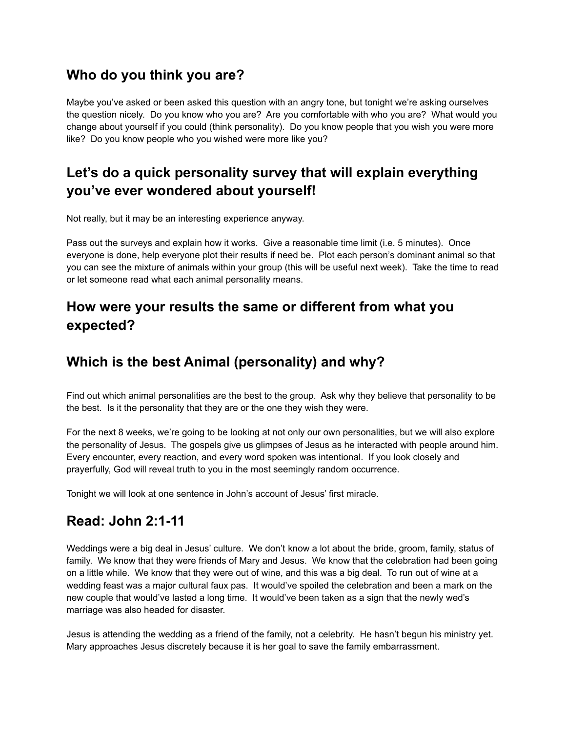## Who do you think you are?

Maybe you've asked or been asked this question with an angry tone, but tonight we're asking ourselves the question nicely. Do you know who you are? Are you comfortable with who you are? What would you change about yourself if you could (think personality). Do you know people that you wish you were more like? Do you know people who you wished were more like you?

## Let's do a quick personality survey that will explain everything you've ever wondered about yourself!

Not really, but it may be an interesting experience anyway.

Pass out the surveys and explain how it works. Give a reasonable time limit (i.e. 5 minutes). Once everyone is done, help everyone plot their results if need be. Plot each person's dominant animal so that you can see the mixture of animals within your group (this will be useful next week). Take the time to read or let someone read what each animal personality means.

## How were your results the same or different from what you expected?

## Which is the best Animal (personality) and why?

Find out which animal personalities are the best to the group. Ask why they believe that personality to be the best. Is it the personality that they are or the one they wish they were.

For the next 8 weeks, we're going to be looking at not only our own personalities, but we will also explore the personality of Jesus. The gospels give us glimpses of Jesus as he interacted with people around him. Every encounter, every reaction, and every word spoken was intentional. If you look closely and prayerfully, God will reveal truth to you in the most seemingly random occurrence.

Tonight we will look at one sentence in John's account of Jesus' first miracle.

## Read: John 2:1-11

Weddings were a big deal in Jesus' culture. We don't know a lot about the bride, groom, family, status of family. We know that they were friends of Mary and Jesus. We know that the celebration had been going on a little while. We know that they were out of wine, and this was a big deal. To run out of wine at a wedding feast was a major cultural faux pas. It would've spoiled the celebration and been a mark on the new couple that would've lasted a long time. It would've been taken as a sign that the newly wed's marriage was also headed for disaster.

Jesus is attending the wedding as a friend of the family, not a celebrity. He hasn't begun his ministry yet. Mary approaches Jesus discretely because it is her goal to save the family embarrassment.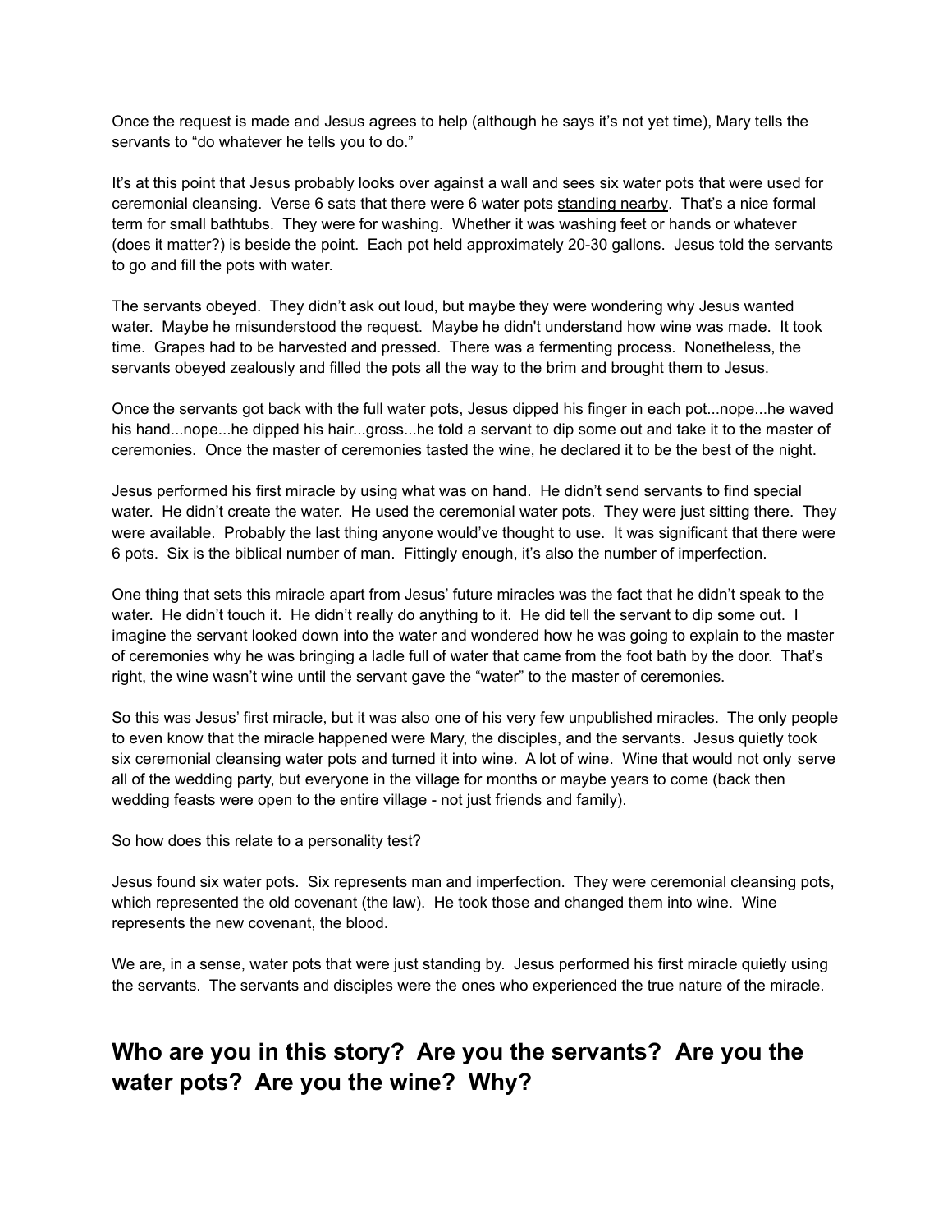Once the request is made and Jesus agrees to help (although he says it's not yet time), Mary tells the servants to "do whatever he tells you to do."

It's at this point that Jesus probably looks over against a wall and sees six water pots that were used for ceremonial cleansing. Verse 6 sats that there were 6 water pots <u>standing nearby</u>. That's a nice formal term for small bathtubs. They were for washing. Whether it was washing feet or hands or whatever (does it matter?) is beside the point. Each pot held approximately 20-30 gallons. Jesus told the servants to go and fill the pots with water.

The servants obeyed. They didn't ask out loud, but maybe they were wondering why Jesus wanted water. Maybe he misunderstood the request. Maybe he didn't understand how wine was made. It took time. Grapes had to be harvested and pressed. There was a fermenting process. Nonetheless, the servants obeyed zealously and filled the pots all the way to the brim and brought them to Jesus.

Once the servants got back with the full water pots, Jesus dipped his finger in each pot...nope...he waved his hand...nope...he dipped his hair...gross...he told a servant to dip some out and take it to the master of ceremonies. Once the master of ceremonies tasted the wine, he declared it to be the best of the night.

Jesus performed his first miracle by using what was on hand. He didn't send servants to find special water. He didn't create the water. He used the ceremonial water pots. They were just sitting there. They were available. Probably the last thing anyone would've thought to use. It was significant that there were 6 pots. Six is the biblical number of man. Fittingly enough, it's also the number of imperfection.

One thing that sets this miracle apart from Jesus' future miracles was the fact that he didn't speak to the water. He didn't touch it. He didn't really do anything to it. He did tell the servant to dip some out. I imagine the servant looked down into the water and wondered how he was going to explain to the master of ceremonies why he was bringing a ladle full of water that came from the foot bath by the door. That's right, the wine wasn't wine until the servant gave the "water" to the master of ceremonies.

So this was Jesus' first miracle, but it was also one of his very few unpublished miracles. The only people to even know that the miracle happened were Mary, the disciples, and the servants. Jesus quietly took six ceremonial cleansing water pots and turned it into wine. A lot of wine. Wine that would not only serve all of the wedding party, but everyone in the village for months or maybe years to come (back then wedding feasts were open to the entire village - not just friends and family).

So how does this relate to a personality test?

Jesus found six water pots. Six represents man and imperfection. They were ceremonial cleansing pots, which represented the old covenant (the law). He took those and changed them into wine. Wine represents the new covenant, the blood.

We are, in a sense, water pots that were just standing by. Jesus performed his first miracle quietly using the servants. The servants and disciples were the ones who experienced the true nature of the miracle.

## Who are you in this story? Are you the servants? Are you the water pots? Are you the wine? Why?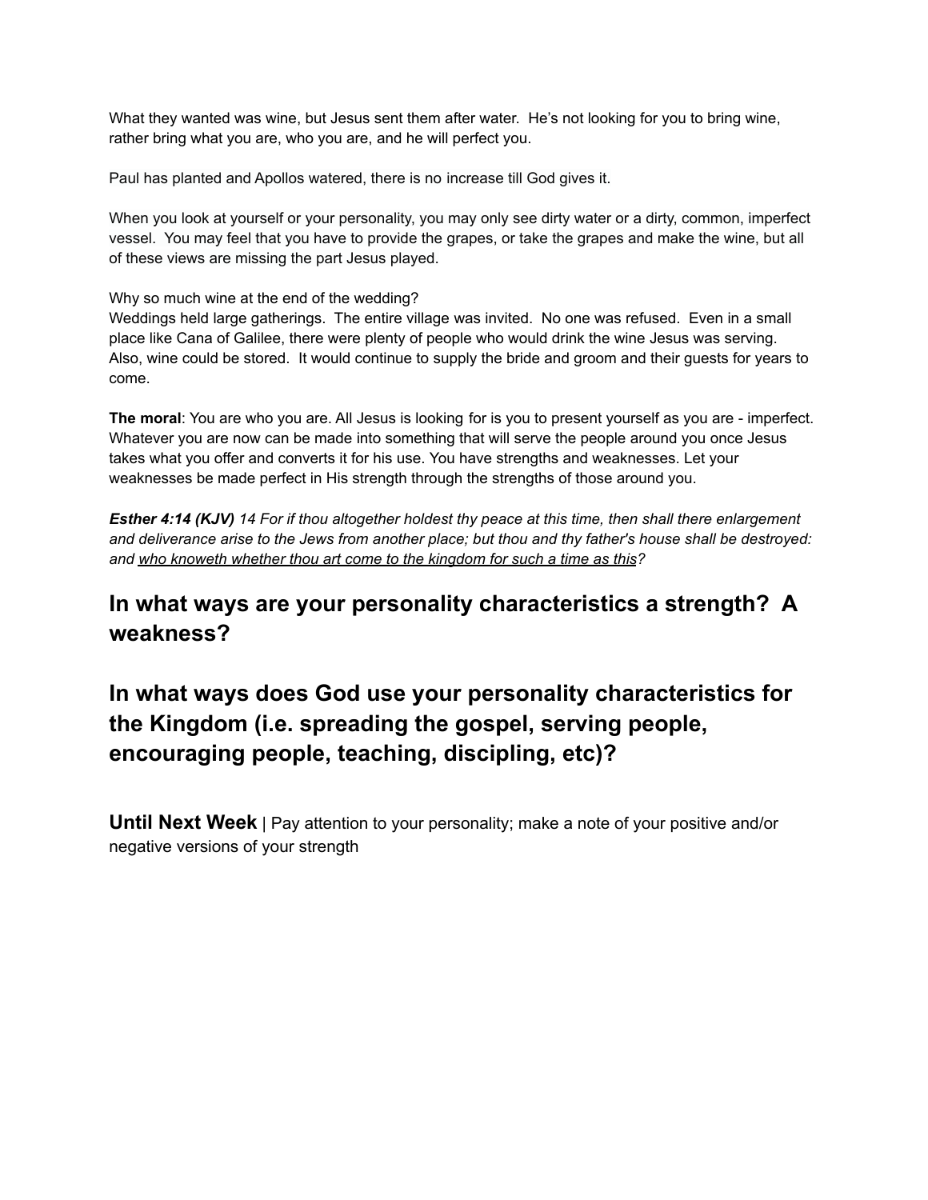What they wanted was wine, but Jesus sent them after water. He's not looking for you to bring wine, rather bring what you are, who you are, and he will perfect you.

Paul has planted and Apollos watered, there is no increase till God gives it.

When you look at yourself or your personality, you may only see dirty water or a dirty, common, imperfect vessel. You may feel that you have to provide the grapes, or take the grapes and make the wine, but all of these views are missing the part Jesus played.

Why so much wine at the end of the wedding?
Weddings held large gatherings. The entire village was invited. No one was refused. Even in a small place like Cana of Galilee, there were plenty of people who would drink the wine Jesus was serving. Also, wine could be stored. It would continue to supply the bride and groom and their guests for years to come.

**The moral**: You are who you are. All Jesus is looking for is you to present yourself as you are - imperfect. Whatever you are now can be made into something that will serve the people around you once Jesus takes what you offer and converts it for his use. You have strengths and weaknesses. Let your weaknesses be made perfect in His strength through the strengths of those around you.

***Esther 4:14 (KJV)*** *14 For if thou altogether holdest thy peace at this time, then shall there enlargement and deliverance arise to the Jews from another place; but thou and thy father's house shall be destroyed: and <u>who knoweth whether thou art come to the kingdom for such a time as this</u>?*

## In what ways are your personality characteristics a strength? A weakness?

## In what ways does God use your personality characteristics for the Kingdom (i.e. spreading the gospel, serving people, encouraging people, teaching, discipling, etc)?

**Until Next Week** | Pay attention to your personality; make a note of your positive and/or negative versions of your strength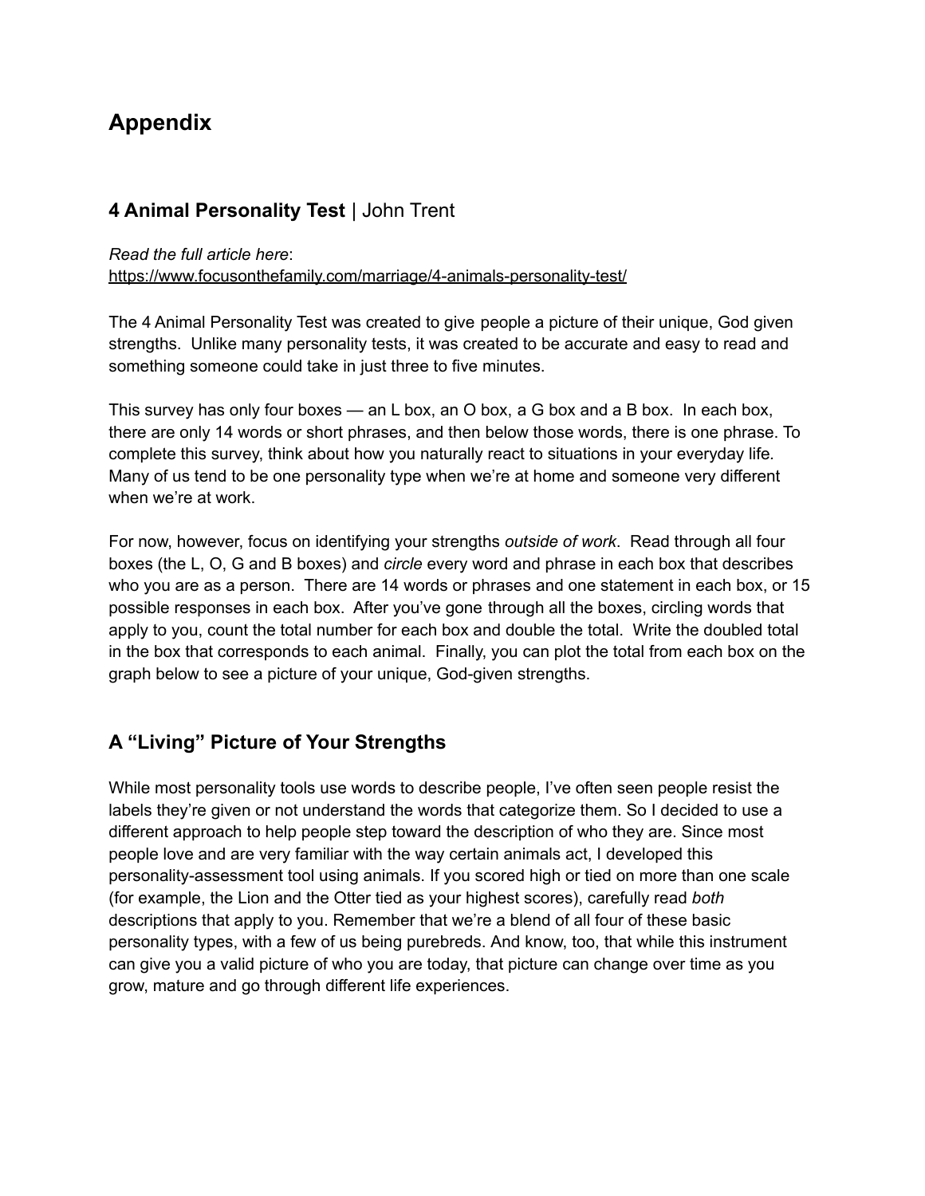# Appendix

## 4 Animal Personality Test | John Trent

*Read the full article here*:
https://www.focusonthefamily.com/marriage/4-animals-personality-test/

The 4 Animal Personality Test was created to give people a picture of their unique, God given strengths. Unlike many personality tests, it was created to be accurate and easy to read and something someone could take in just three to five minutes.

This survey has only four boxes — an L box, an O box, a G box and a B box. In each box, there are only 14 words or short phrases, and then below those words, there is one phrase. To complete this survey, think about how you naturally react to situations in your everyday life. Many of us tend to be one personality type when we're at home and someone very different when we're at work.

For now, however, focus on identifying your strengths *outside of work*. Read through all four boxes (the L, O, G and B boxes) and *circle* every word and phrase in each box that describes who you are as a person. There are 14 words or phrases and one statement in each box, or 15 possible responses in each box. After you've gone through all the boxes, circling words that apply to you, count the total number for each box and double the total. Write the doubled total in the box that corresponds to each animal. Finally, you can plot the total from each box on the graph below to see a picture of your unique, God-given strengths.

## A "Living" Picture of Your Strengths

While most personality tools use words to describe people, I've often seen people resist the labels they're given or not understand the words that categorize them. So I decided to use a different approach to help people step toward the description of who they are. Since most people love and are very familiar with the way certain animals act, I developed this personality-assessment tool using animals. If you scored high or tied on more than one scale (for example, the Lion and the Otter tied as your highest scores), carefully read *both* descriptions that apply to you. Remember that we're a blend of all four of these basic personality types, with a few of us being purebreds. And know, too, that while this instrument can give you a valid picture of who you are today, that picture can change over time as you grow, mature and go through different life experiences.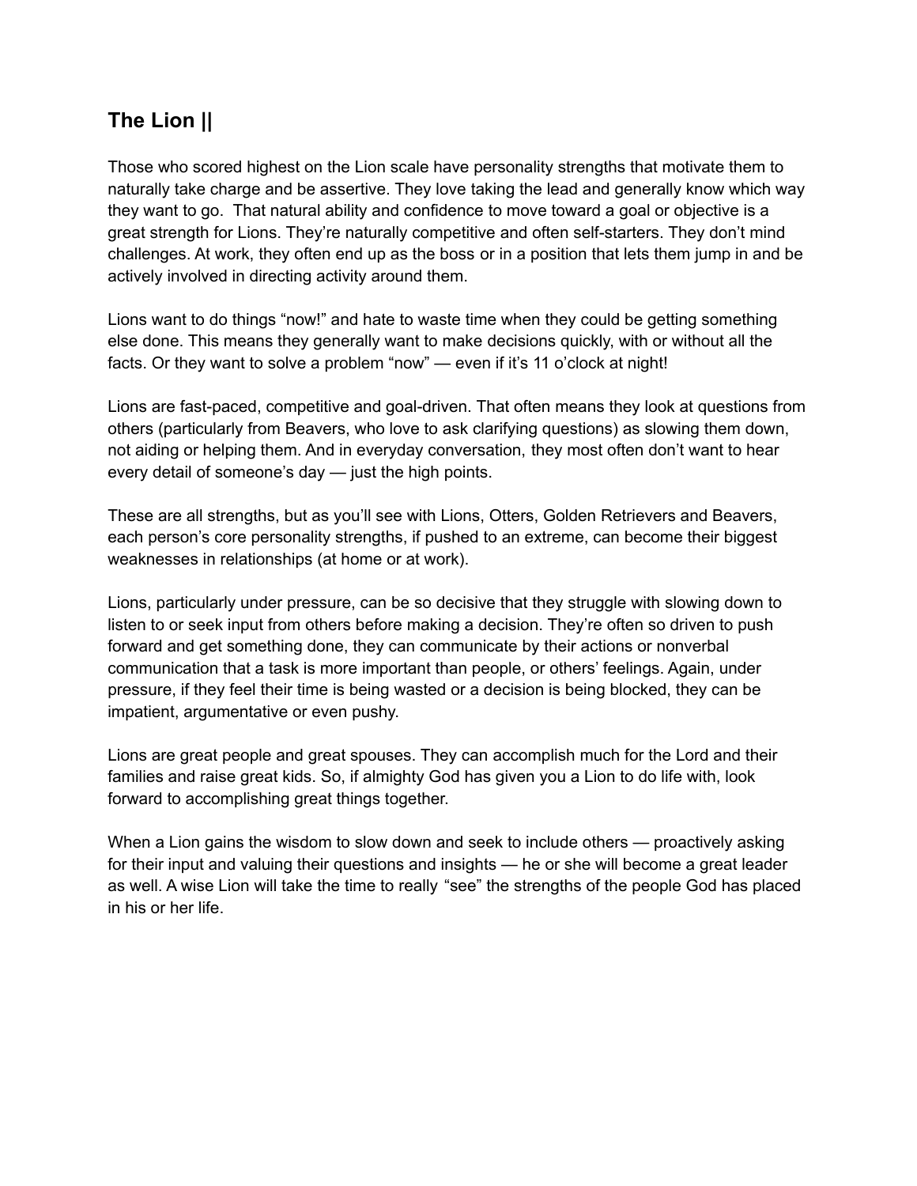## The Lion ||

Those who scored highest on the Lion scale have personality strengths that motivate them to naturally take charge and be assertive. They love taking the lead and generally know which way they want to go. That natural ability and confidence to move toward a goal or objective is a great strength for Lions. They're naturally competitive and often self-starters. They don't mind challenges. At work, they often end up as the boss or in a position that lets them jump in and be actively involved in directing activity around them.

Lions want to do things "now!" and hate to waste time when they could be getting something else done. This means they generally want to make decisions quickly, with or without all the facts. Or they want to solve a problem "now" — even if it's 11 o'clock at night!

Lions are fast-paced, competitive and goal-driven. That often means they look at questions from others (particularly from Beavers, who love to ask clarifying questions) as slowing them down, not aiding or helping them. And in everyday conversation, they most often don't want to hear every detail of someone's day — just the high points.

These are all strengths, but as you'll see with Lions, Otters, Golden Retrievers and Beavers, each person's core personality strengths, if pushed to an extreme, can become their biggest weaknesses in relationships (at home or at work).

Lions, particularly under pressure, can be so decisive that they struggle with slowing down to listen to or seek input from others before making a decision. They're often so driven to push forward and get something done, they can communicate by their actions or nonverbal communication that a task is more important than people, or others' feelings. Again, under pressure, if they feel their time is being wasted or a decision is being blocked, they can be impatient, argumentative or even pushy.

Lions are great people and great spouses. They can accomplish much for the Lord and their families and raise great kids. So, if almighty God has given you a Lion to do life with, look forward to accomplishing great things together.

When a Lion gains the wisdom to slow down and seek to include others — proactively asking for their input and valuing their questions and insights — he or she will become a great leader as well. A wise Lion will take the time to really "see" the strengths of the people God has placed in his or her life.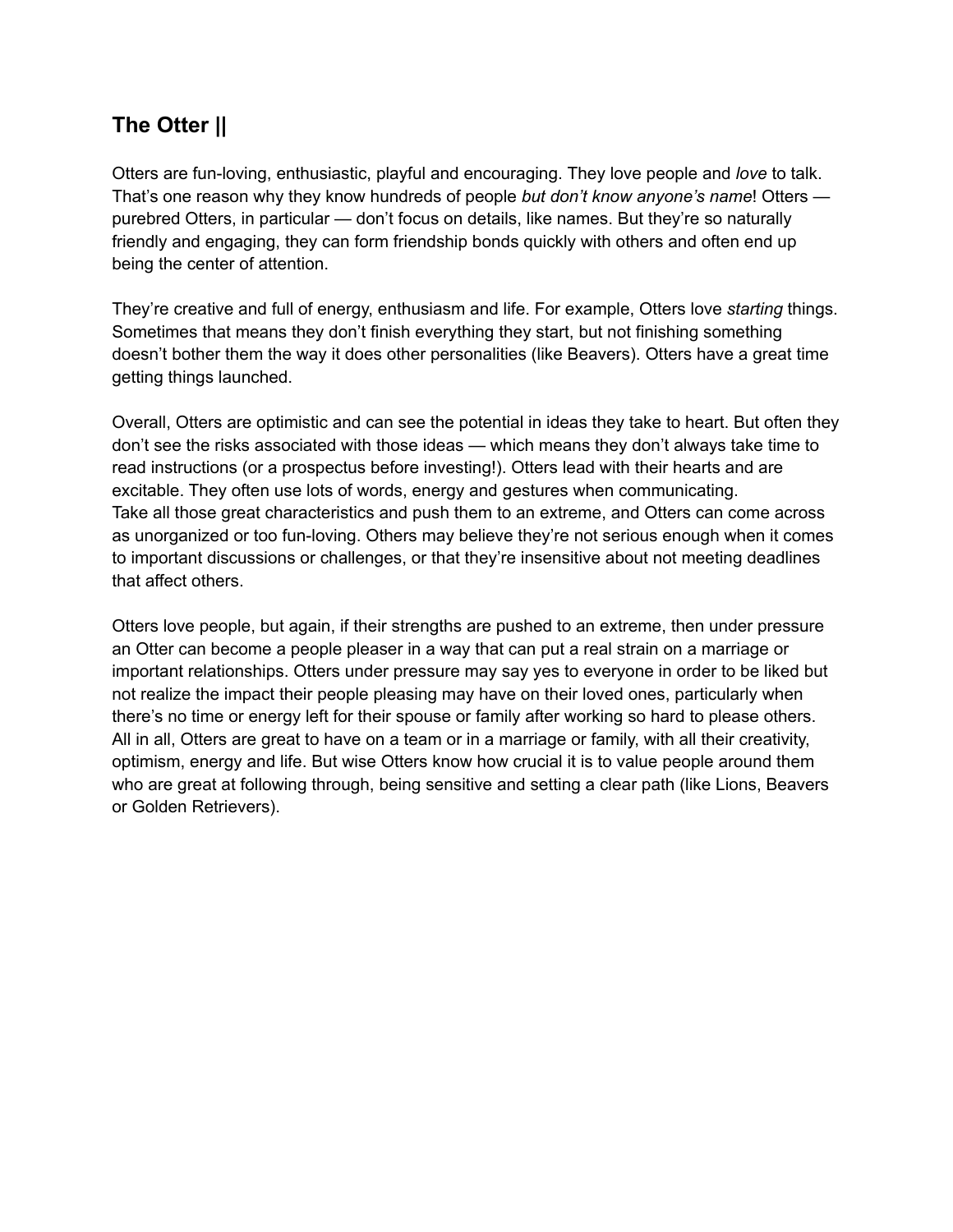## The Otter ||

Otters are fun-loving, enthusiastic, playful and encouraging. They love people and *love* to talk. That's one reason why they know hundreds of people *but don't know anyone's name*! Otters — purebred Otters, in particular — don't focus on details, like names. But they're so naturally friendly and engaging, they can form friendship bonds quickly with others and often end up being the center of attention.

They're creative and full of energy, enthusiasm and life. For example, Otters love *starting* things. Sometimes that means they don't finish everything they start, but not finishing something doesn't bother them the way it does other personalities (like Beavers). Otters have a great time getting things launched.

Overall, Otters are optimistic and can see the potential in ideas they take to heart. But often they don't see the risks associated with those ideas — which means they don't always take time to read instructions (or a prospectus before investing!). Otters lead with their hearts and are excitable. They often use lots of words, energy and gestures when communicating.
Take all those great characteristics and push them to an extreme, and Otters can come across as unorganized or too fun-loving. Others may believe they're not serious enough when it comes to important discussions or challenges, or that they're insensitive about not meeting deadlines that affect others.

Otters love people, but again, if their strengths are pushed to an extreme, then under pressure an Otter can become a people pleaser in a way that can put a real strain on a marriage or important relationships. Otters under pressure may say yes to everyone in order to be liked but not realize the impact their people pleasing may have on their loved ones, particularly when there's no time or energy left for their spouse or family after working so hard to please others.
All in all, Otters are great to have on a team or in a marriage or family, with all their creativity, optimism, energy and life. But wise Otters know how crucial it is to value people around them who are great at following through, being sensitive and setting a clear path (like Lions, Beavers or Golden Retrievers).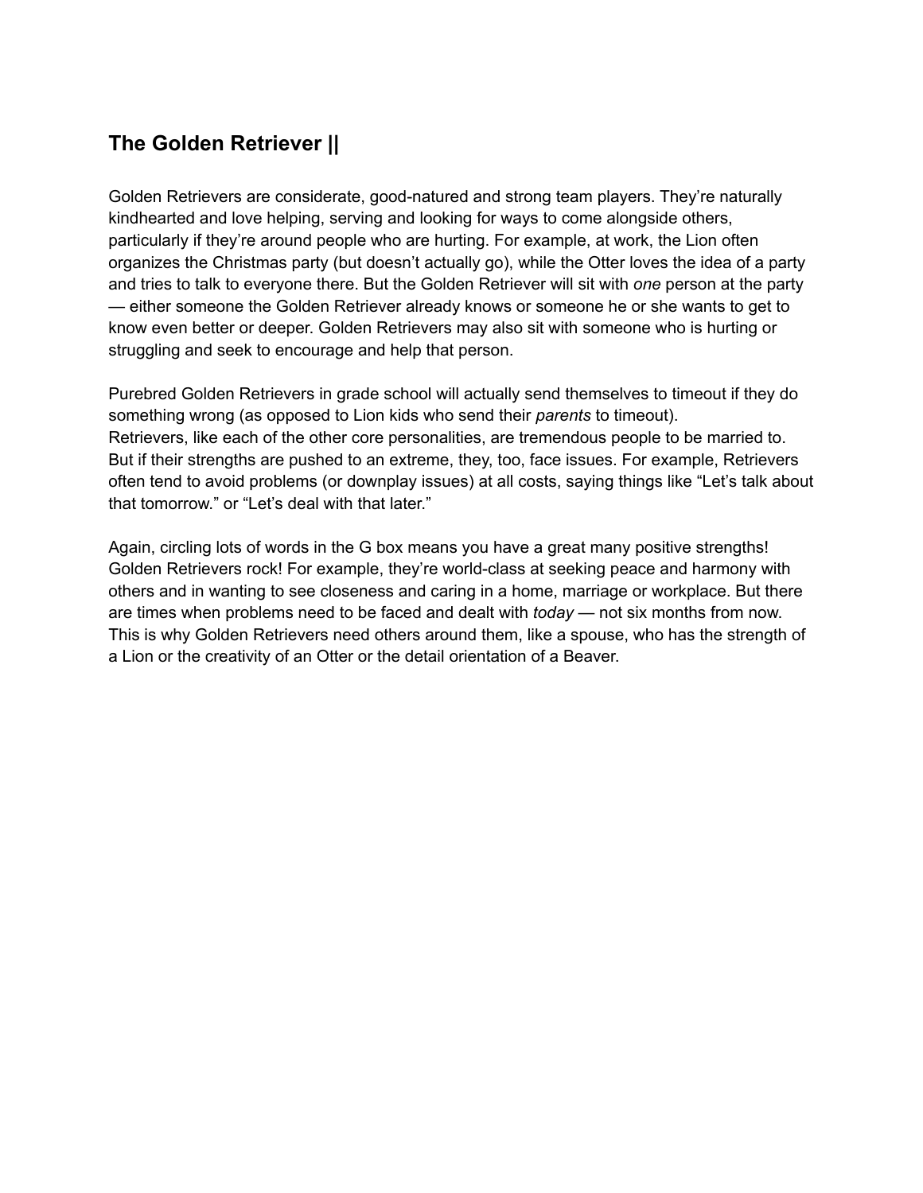## The Golden Retriever ||

Golden Retrievers are considerate, good-natured and strong team players. They're naturally kindhearted and love helping, serving and looking for ways to come alongside others, particularly if they're around people who are hurting. For example, at work, the Lion often organizes the Christmas party (but doesn't actually go), while the Otter loves the idea of a party and tries to talk to everyone there. But the Golden Retriever will sit with *one* person at the party — either someone the Golden Retriever already knows or someone he or she wants to get to know even better or deeper. Golden Retrievers may also sit with someone who is hurting or struggling and seek to encourage and help that person.

Purebred Golden Retrievers in grade school will actually send themselves to timeout if they do something wrong (as opposed to Lion kids who send their *parents* to timeout).
Retrievers, like each of the other core personalities, are tremendous people to be married to. But if their strengths are pushed to an extreme, they, too, face issues. For example, Retrievers often tend to avoid problems (or downplay issues) at all costs, saying things like "Let's talk about that tomorrow." or "Let's deal with that later."

Again, circling lots of words in the G box means you have a great many positive strengths! Golden Retrievers rock! For example, they're world-class at seeking peace and harmony with others and in wanting to see closeness and caring in a home, marriage or workplace. But there are times when problems need to be faced and dealt with *today* — not six months from now. This is why Golden Retrievers need others around them, like a spouse, who has the strength of a Lion or the creativity of an Otter or the detail orientation of a Beaver.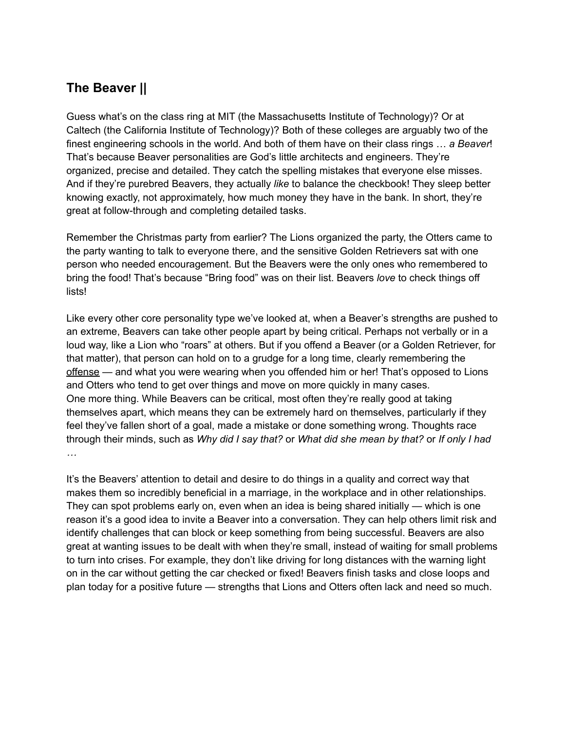## The Beaver ||

Guess what's on the class ring at MIT (the Massachusetts Institute of Technology)? Or at Caltech (the California Institute of Technology)? Both of these colleges are arguably two of the finest engineering schools in the world. And both of them have on their class rings … *a Beaver*! That's because Beaver personalities are God's little architects and engineers. They're organized, precise and detailed. They catch the spelling mistakes that everyone else misses. And if they're purebred Beavers, they actually *like* to balance the checkbook! They sleep better knowing exactly, not approximately, how much money they have in the bank. In short, they're great at follow-through and completing detailed tasks.

Remember the Christmas party from earlier? The Lions organized the party, the Otters came to the party wanting to talk to everyone there, and the sensitive Golden Retrievers sat with one person who needed encouragement. But the Beavers were the only ones who remembered to bring the food! That's because "Bring food" was on their list. Beavers *love* to check things off lists!

Like every other core personality type we've looked at, when a Beaver's strengths are pushed to an extreme, Beavers can take other people apart by being critical. Perhaps not verbally or in a loud way, like a Lion who "roars" at others. But if you offend a Beaver (or a Golden Retriever, for that matter), that person can hold on to a grudge for a long time, clearly remembering the offense — and what you were wearing when you offended him or her! That's opposed to Lions and Otters who tend to get over things and move on more quickly in many cases.
One more thing. While Beavers can be critical, most often they're really good at taking themselves apart, which means they can be extremely hard on themselves, particularly if they feel they've fallen short of a goal, made a mistake or done something wrong. Thoughts race through their minds, such as *Why did I say that?* or *What did she mean by that?* or *If only I had …*

It's the Beavers' attention to detail and desire to do things in a quality and correct way that makes them so incredibly beneficial in a marriage, in the workplace and in other relationships. They can spot problems early on, even when an idea is being shared initially — which is one reason it's a good idea to invite a Beaver into a conversation. They can help others limit risk and identify challenges that can block or keep something from being successful. Beavers are also great at wanting issues to be dealt with when they're small, instead of waiting for small problems to turn into crises. For example, they don't like driving for long distances with the warning light on in the car without getting the car checked or fixed! Beavers finish tasks and close loops and plan today for a positive future — strengths that Lions and Otters often lack and need so much.